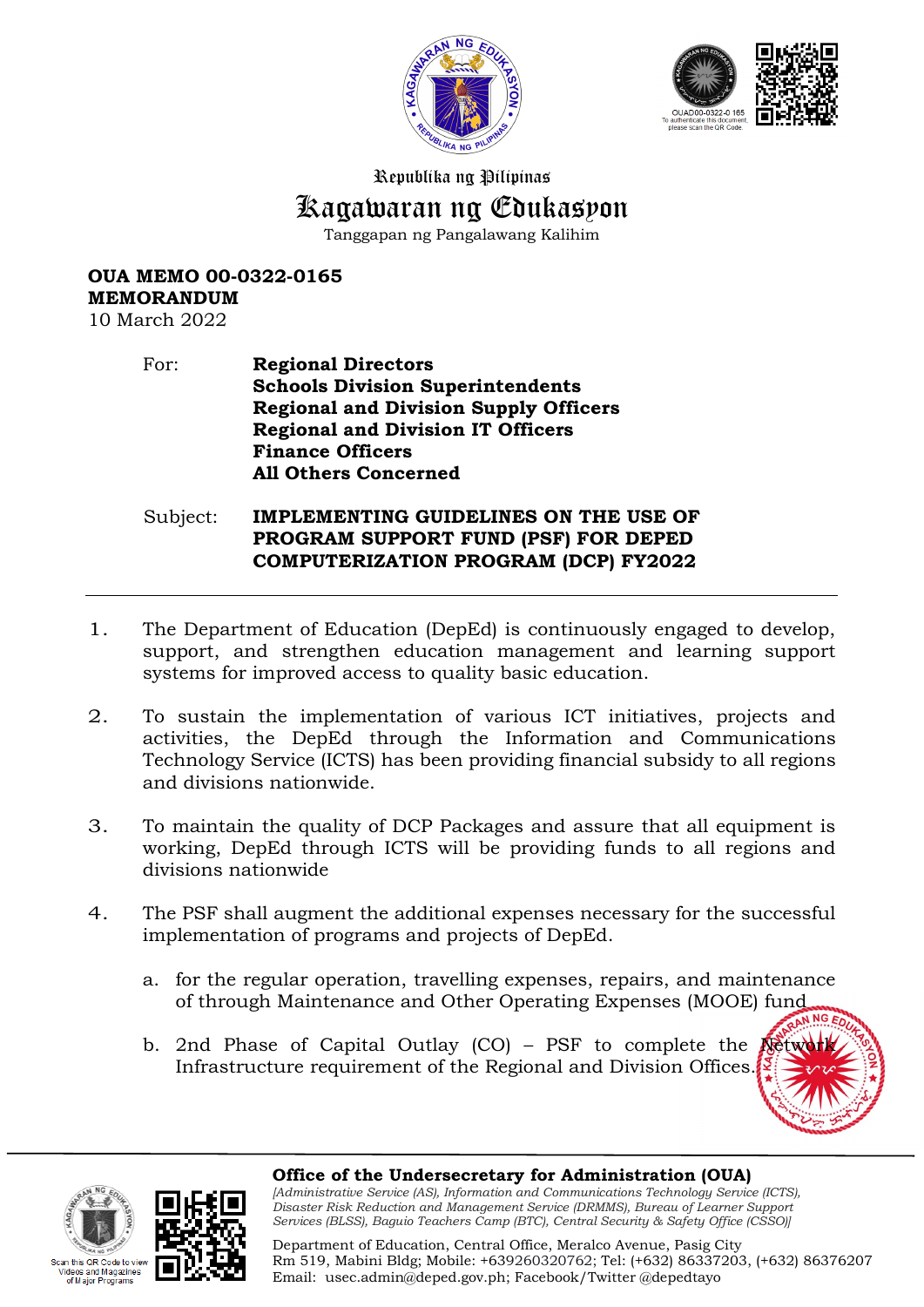Republika ng Pilipinas

# Kagawaran ng Edukasyon

Tanggapan ng Pangalawang Kalihim

**OUA MEMO 00-0322-0165**
**MEMORANDUM**
10 March 2022

For: **Regional Directors**
**Schools Division Superintendents**
**Regional and Division Supply Officers**
**Regional and Division IT Officers**
**Finance Officers**
**All Others Concerned**

Subject: **IMPLEMENTING GUIDELINES ON THE USE OF PROGRAM SUPPORT FUND (PSF) FOR DEPED COMPUTERIZATION PROGRAM (DCP) FY2022**

---

1. The Department of Education (DepEd) is continuously engaged to develop, support, and strengthen education management and learning support systems for improved access to quality basic education.

2. To sustain the implementation of various ICT initiatives, projects and activities, the DepEd through the Information and Communications Technology Service (ICTS) has been providing financial subsidy to all regions and divisions nationwide.

3. To maintain the quality of DCP Packages and assure that all equipment is working, DepEd through ICTS will be providing funds to all regions and divisions nationwide

4. The PSF shall augment the additional expenses necessary for the successful implementation of programs and projects of DepEd.

   a. for the regular operation, travelling expenses, repairs, and maintenance of through Maintenance and Other Operating Expenses (MOOE) fund

   b. 2nd Phase of Capital Outlay (CO) – PSF to complete the Network Infrastructure requirement of the Regional and Division Offices.

**Office of the Undersecretary for Administration (OUA)**
*[Administrative Service (AS), Information and Communications Technology Service (ICTS), Disaster Risk Reduction and Management Service (DRRMS), Bureau of Learner Support Services (BLSS), Baguio Teachers Camp (BTC), Central Security & Safety Office (CSSO)]*

Department of Education, Central Office, Meralco Avenue, Pasig City
Rm 519, Mabini Bldg; Mobile: +639260320762; Tel: (+632) 86337203, (+632) 86376207
Email: usec.admin@deped.gov.ph; Facebook/Twitter @depedtayo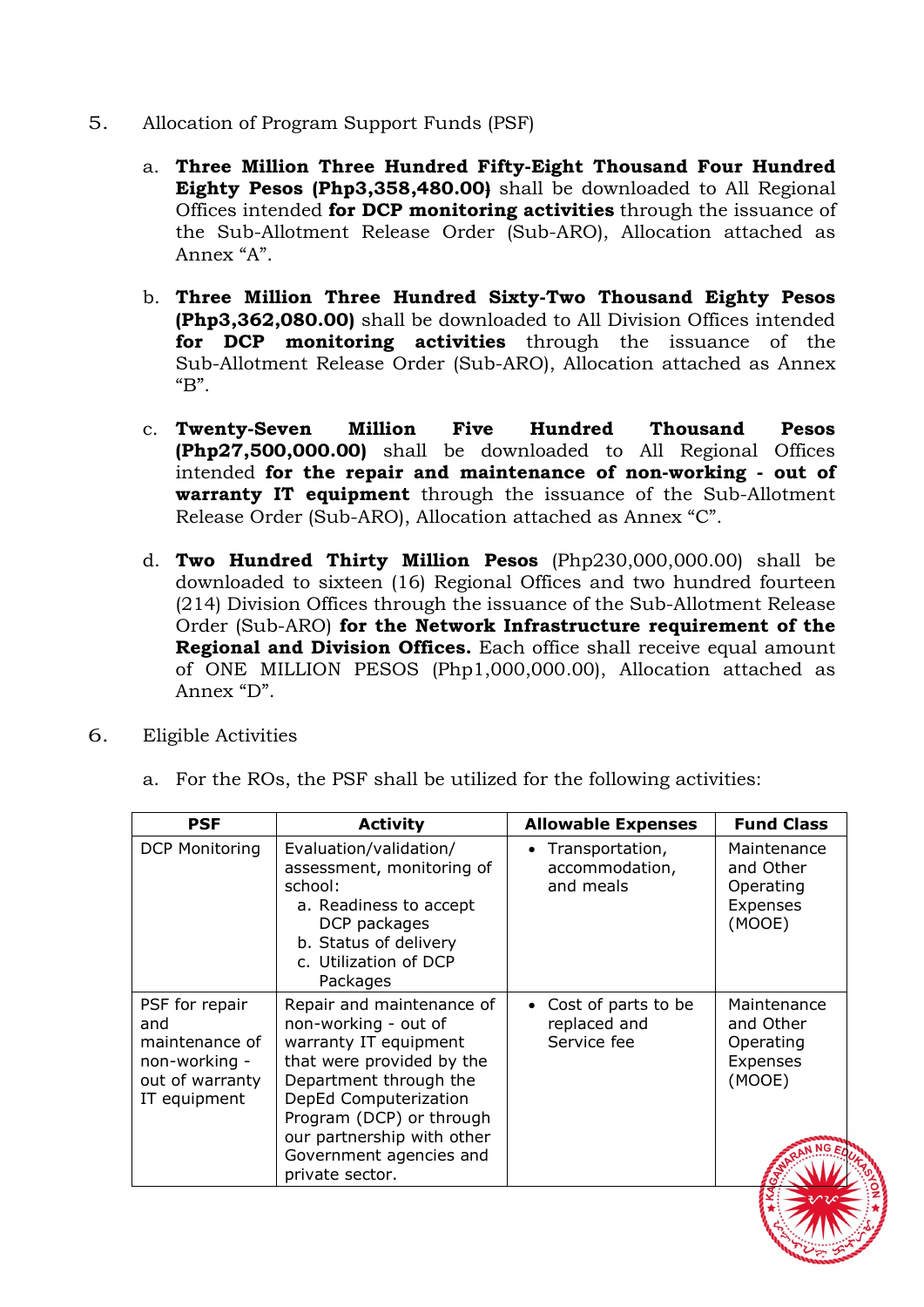5. Allocation of Program Support Funds (PSF)

   a. **Three Million Three Hundred Fifty-Eight Thousand Four Hundred Eighty Pesos (Php3,358,480.00)** shall be downloaded to All Regional Offices intended **for DCP monitoring activities** through the issuance of the Sub-Allotment Release Order (Sub-ARO), Allocation attached as Annex "A".

   b. **Three Million Three Hundred Sixty-Two Thousand Eighty Pesos (Php3,362,080.00)** shall be downloaded to All Division Offices intended **for DCP monitoring activities** through the issuance of the Sub-Allotment Release Order (Sub-ARO), Allocation attached as Annex "B".

   c. **Twenty-Seven Million Five Hundred Thousand Pesos (Php27,500,000.00)** shall be downloaded to All Regional Offices intended **for the repair and maintenance of non-working - out of warranty IT equipment** through the issuance of the Sub-Allotment Release Order (Sub-ARO), Allocation attached as Annex "C".

   d. **Two Hundred Thirty Million Pesos** (Php230,000,000.00) shall be downloaded to sixteen (16) Regional Offices and two hundred fourteen (214) Division Offices through the issuance of the Sub-Allotment Release Order (Sub-ARO) **for the Network Infrastructure requirement of the Regional and Division Offices.** Each office shall receive equal amount of ONE MILLION PESOS (Php1,000,000.00), Allocation attached as Annex "D".

6. Eligible Activities

   a. For the ROs, the PSF shall be utilized for the following activities:

| PSF | Activity | Allowable Expenses | Fund Class |
|---|---|---|---|
| DCP Monitoring | Evaluation/validation/ assessment, monitoring of school:<br>a. Readiness to accept DCP packages<br>b. Status of delivery<br>c. Utilization of DCP Packages | • Transportation, accommodation, and meals | Maintenance and Other Operating Expenses (MOOE) |
| PSF for repair and maintenance of non-working - out of warranty IT equipment | Repair and maintenance of non-working - out of warranty IT equipment that were provided by the Department through the DepEd Computerization Program (DCP) or through our partnership with other Government agencies and private sector. | • Cost of parts to be replaced and Service fee | Maintenance and Other Operating Expenses (MOOE) |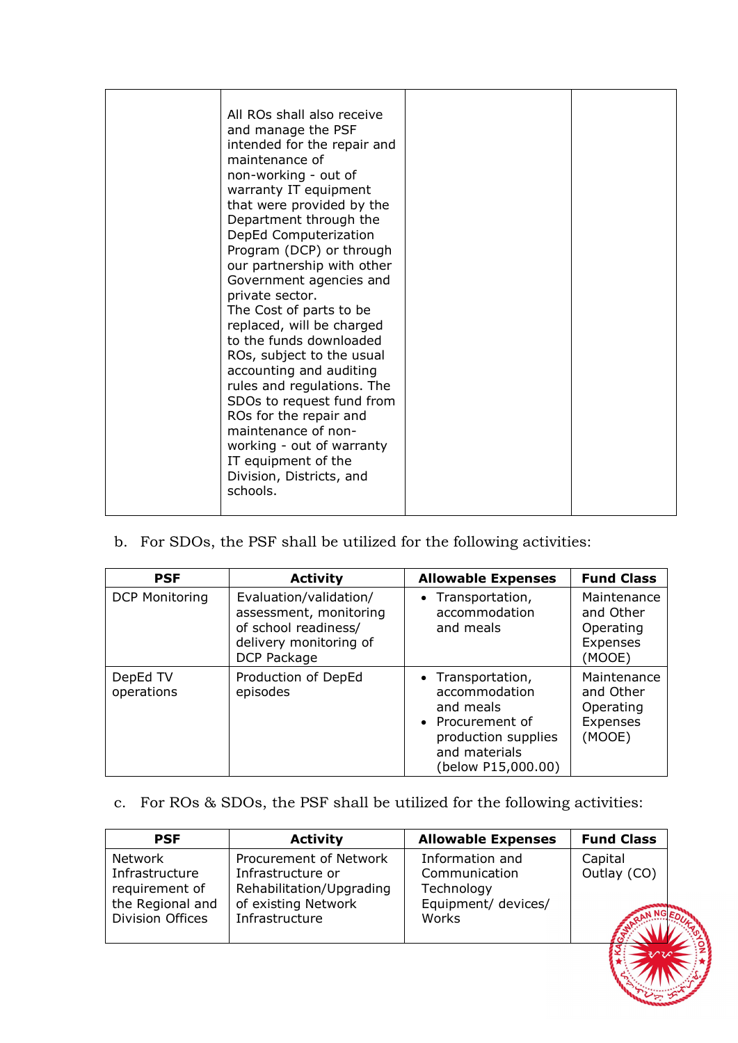| | | | |
|---|---|---|---|
| | All ROs shall also receive and manage the PSF intended for the repair and maintenance of non-working - out of warranty IT equipment that were provided by the Department through the DepEd Computerization Program (DCP) or through our partnership with other Government agencies and private sector. The Cost of parts to be replaced, will be charged to the funds downloaded ROs, subject to the usual accounting and auditing rules and regulations. The SDOs to request fund from ROs for the repair and maintenance of non-working - out of warranty IT equipment of the Division, Districts, and schools. | | |

b. For SDOs, the PSF shall be utilized for the following activities:

| PSF | Activity | Allowable Expenses | Fund Class |
|---|---|---|---|
| DCP Monitoring | Evaluation/validation/ assessment, monitoring of school readiness/ delivery monitoring of DCP Package | • Transportation, accommodation and meals | Maintenance and Other Operating Expenses (MOOE) |
| DepEd TV operations | Production of DepEd episodes | • Transportation, accommodation and meals<br>• Procurement of production supplies and materials (below P15,000.00) | Maintenance and Other Operating Expenses (MOOE) |

c. For ROs & SDOs, the PSF shall be utilized for the following activities:

| PSF | Activity | Allowable Expenses | Fund Class |
|---|---|---|---|
| Network Infrastructure requirement of the Regional and Division Offices | Procurement of Network Infrastructure or Rehabilitation/Upgrading of existing Network Infrastructure | Information and Communication Technology Equipment/ devices/ Works | Capital Outlay (CO) |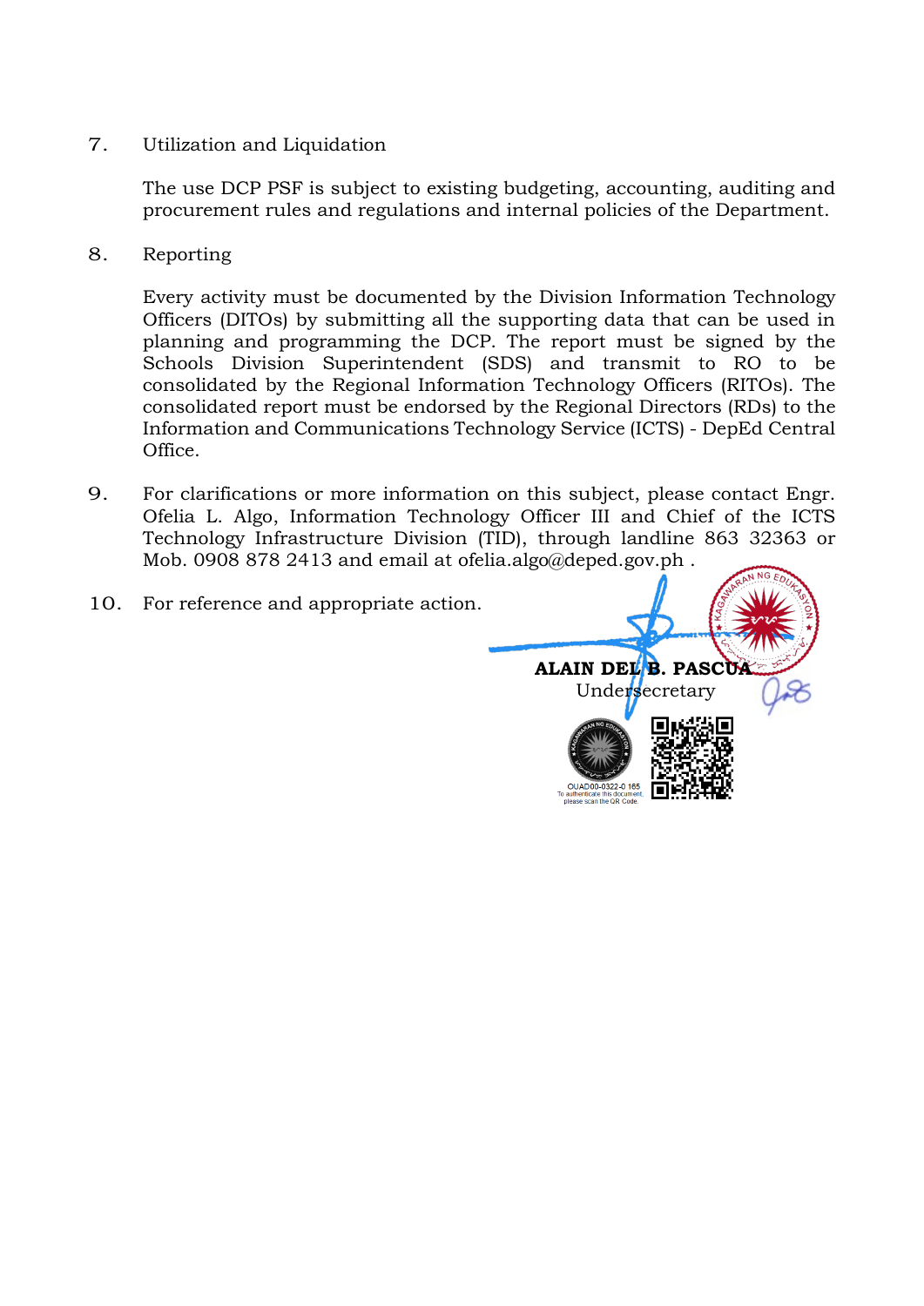7. Utilization and Liquidation

The use DCP PSF is subject to existing budgeting, accounting, auditing and procurement rules and regulations and internal policies of the Department.

8. Reporting

Every activity must be documented by the Division Information Technology Officers (DITOs) by submitting all the supporting data that can be used in planning and programming the DCP. The report must be signed by the Schools Division Superintendent (SDS) and transmit to RO to be consolidated by the Regional Information Technology Officers (RITOs). The consolidated report must be endorsed by the Regional Directors (RDs) to the Information and Communications Technology Service (ICTS) - DepEd Central Office.

9. For clarifications or more information on this subject, please contact Engr. Ofelia L. Algo, Information Technology Officer III and Chief of the ICTS Technology Infrastructure Division (TID), through landline 863 32363 or Mob. 0908 878 2413 and email at ofelia.algo@deped.gov.ph .

10. For reference and appropriate action.

**ALAIN DEL B. PASCUA**
Undersecretary

OUAD00-0322-0 165
To authenticate this document, please scan the QR Code.